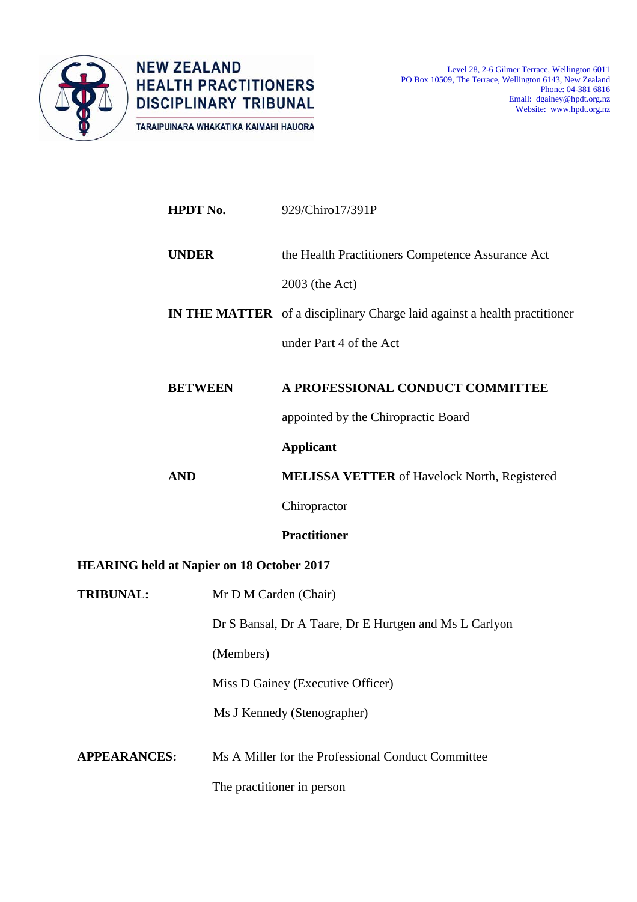**NEW ZEALAND HEALTH PRACTITIONERS DISCIPLINARY TRIBUNAL**

TARAIPUINARA WHAKATIKA KAIMAHI HAUORA

Level 28, 2-6 Gilmer Terrace, Wellington 6011
PO Box 10509, The Terrace, Wellington 6143, New Zealand
Phone: 04-381 6816
Email: dgainey@hpdt.org.nz
Website: www.hpdt.org.nz

**HPDT No.** 929/Chiro17/391P

**UNDER** the Health Practitioners Competence Assurance Act 2003 (the Act)

**IN THE MATTER** of a disciplinary Charge laid against a health practitioner under Part 4 of the Act

**BETWEEN** **A PROFESSIONAL CONDUCT COMMITTEE** appointed by the Chiropractic Board

**Applicant**

**AND** **MELISSA VETTER** of Havelock North, Registered Chiropractor

**Practitioner**

**HEARING held at Napier on 18 October 2017**

**TRIBUNAL:** Mr D M Carden (Chair)

Dr S Bansal, Dr A Taare, Dr E Hurtgen and Ms L Carlyon (Members)

Miss D Gainey (Executive Officer)

Ms J Kennedy (Stenographer)

**APPEARANCES:** Ms A Miller for the Professional Conduct Committee

The practitioner in person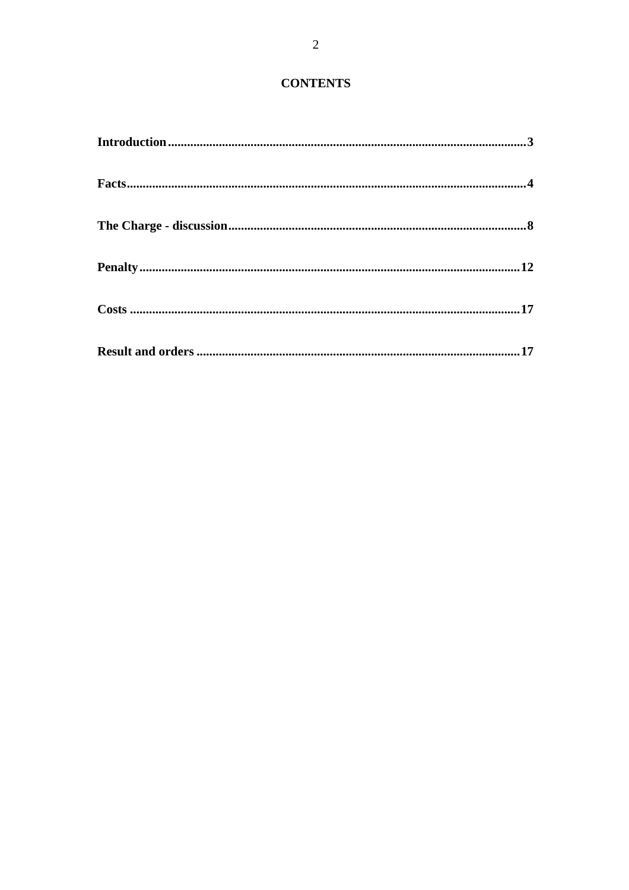# CONTENTS

**Introduction**...........................................................................................................**3**

**Facts**........................................................................................................................**4**

**The Charge - discussion**.........................................................................................**8**

**Penalty**...................................................................................................................**12**

**Costs** .......................................................................................................................**17**

**Result and orders** ..................................................................................................**17**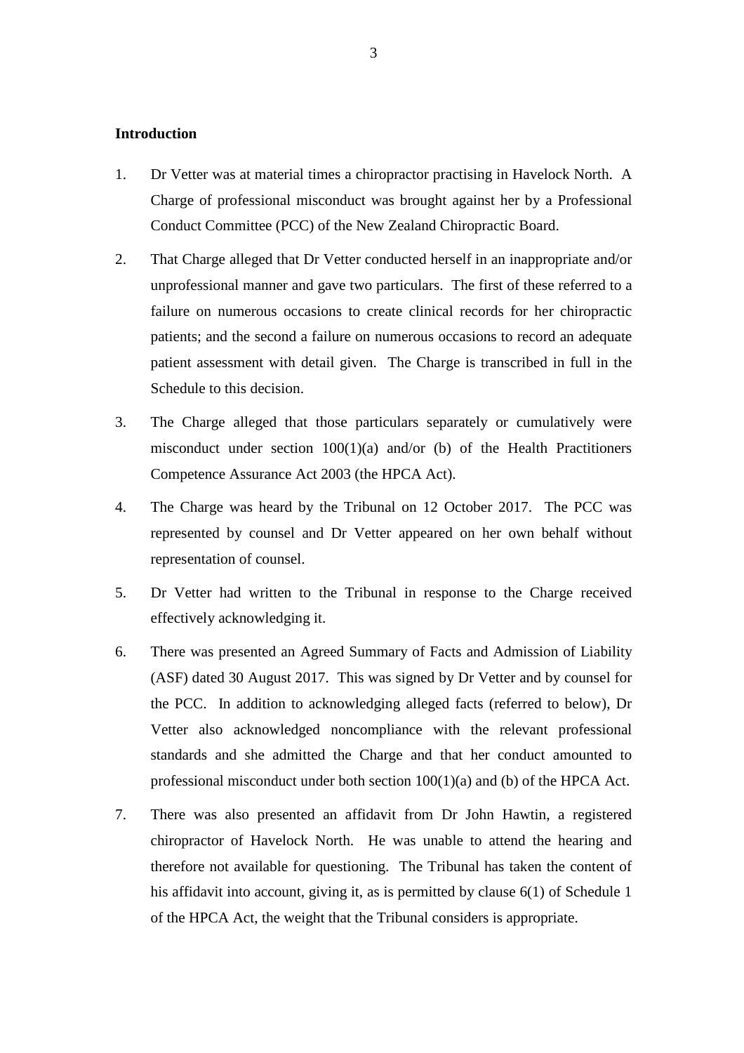## Introduction

1. Dr Vetter was at material times a chiropractor practising in Havelock North. A Charge of professional misconduct was brought against her by a Professional Conduct Committee (PCC) of the New Zealand Chiropractic Board.

2. That Charge alleged that Dr Vetter conducted herself in an inappropriate and/or unprofessional manner and gave two particulars. The first of these referred to a failure on numerous occasions to create clinical records for her chiropractic patients; and the second a failure on numerous occasions to record an adequate patient assessment with detail given. The Charge is transcribed in full in the Schedule to this decision.

3. The Charge alleged that those particulars separately or cumulatively were misconduct under section 100(1)(a) and/or (b) of the Health Practitioners Competence Assurance Act 2003 (the HPCA Act).

4. The Charge was heard by the Tribunal on 12 October 2017. The PCC was represented by counsel and Dr Vetter appeared on her own behalf without representation of counsel.

5. Dr Vetter had written to the Tribunal in response to the Charge received effectively acknowledging it.

6. There was presented an Agreed Summary of Facts and Admission of Liability (ASF) dated 30 August 2017. This was signed by Dr Vetter and by counsel for the PCC. In addition to acknowledging alleged facts (referred to below), Dr Vetter also acknowledged noncompliance with the relevant professional standards and she admitted the Charge and that her conduct amounted to professional misconduct under both section 100(1)(a) and (b) of the HPCA Act.

7. There was also presented an affidavit from Dr John Hawtin, a registered chiropractor of Havelock North. He was unable to attend the hearing and therefore not available for questioning. The Tribunal has taken the content of his affidavit into account, giving it, as is permitted by clause 6(1) of Schedule 1 of the HPCA Act, the weight that the Tribunal considers is appropriate.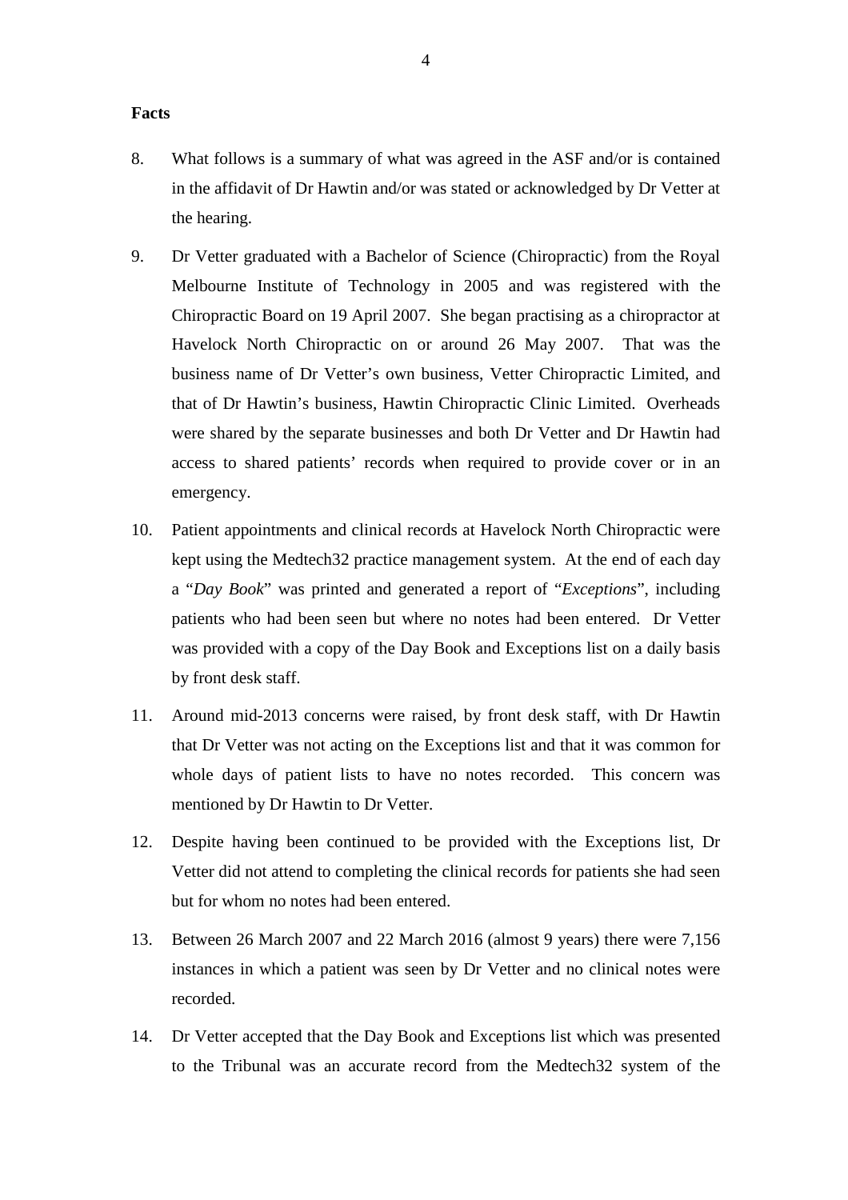**Facts**

8. What follows is a summary of what was agreed in the ASF and/or is contained in the affidavit of Dr Hawtin and/or was stated or acknowledged by Dr Vetter at the hearing.

9. Dr Vetter graduated with a Bachelor of Science (Chiropractic) from the Royal Melbourne Institute of Technology in 2005 and was registered with the Chiropractic Board on 19 April 2007. She began practising as a chiropractor at Havelock North Chiropractic on or around 26 May 2007. That was the business name of Dr Vetter's own business, Vetter Chiropractic Limited, and that of Dr Hawtin's business, Hawtin Chiropractic Clinic Limited. Overheads were shared by the separate businesses and both Dr Vetter and Dr Hawtin had access to shared patients' records when required to provide cover or in an emergency.

10. Patient appointments and clinical records at Havelock North Chiropractic were kept using the Medtech32 practice management system. At the end of each day a "*Day Book*" was printed and generated a report of "*Exceptions*", including patients who had been seen but where no notes had been entered. Dr Vetter was provided with a copy of the Day Book and Exceptions list on a daily basis by front desk staff.

11. Around mid-2013 concerns were raised, by front desk staff, with Dr Hawtin that Dr Vetter was not acting on the Exceptions list and that it was common for whole days of patient lists to have no notes recorded. This concern was mentioned by Dr Hawtin to Dr Vetter.

12. Despite having been continued to be provided with the Exceptions list, Dr Vetter did not attend to completing the clinical records for patients she had seen but for whom no notes had been entered.

13. Between 26 March 2007 and 22 March 2016 (almost 9 years) there were 7,156 instances in which a patient was seen by Dr Vetter and no clinical notes were recorded.

14. Dr Vetter accepted that the Day Book and Exceptions list which was presented to the Tribunal was an accurate record from the Medtech32 system of the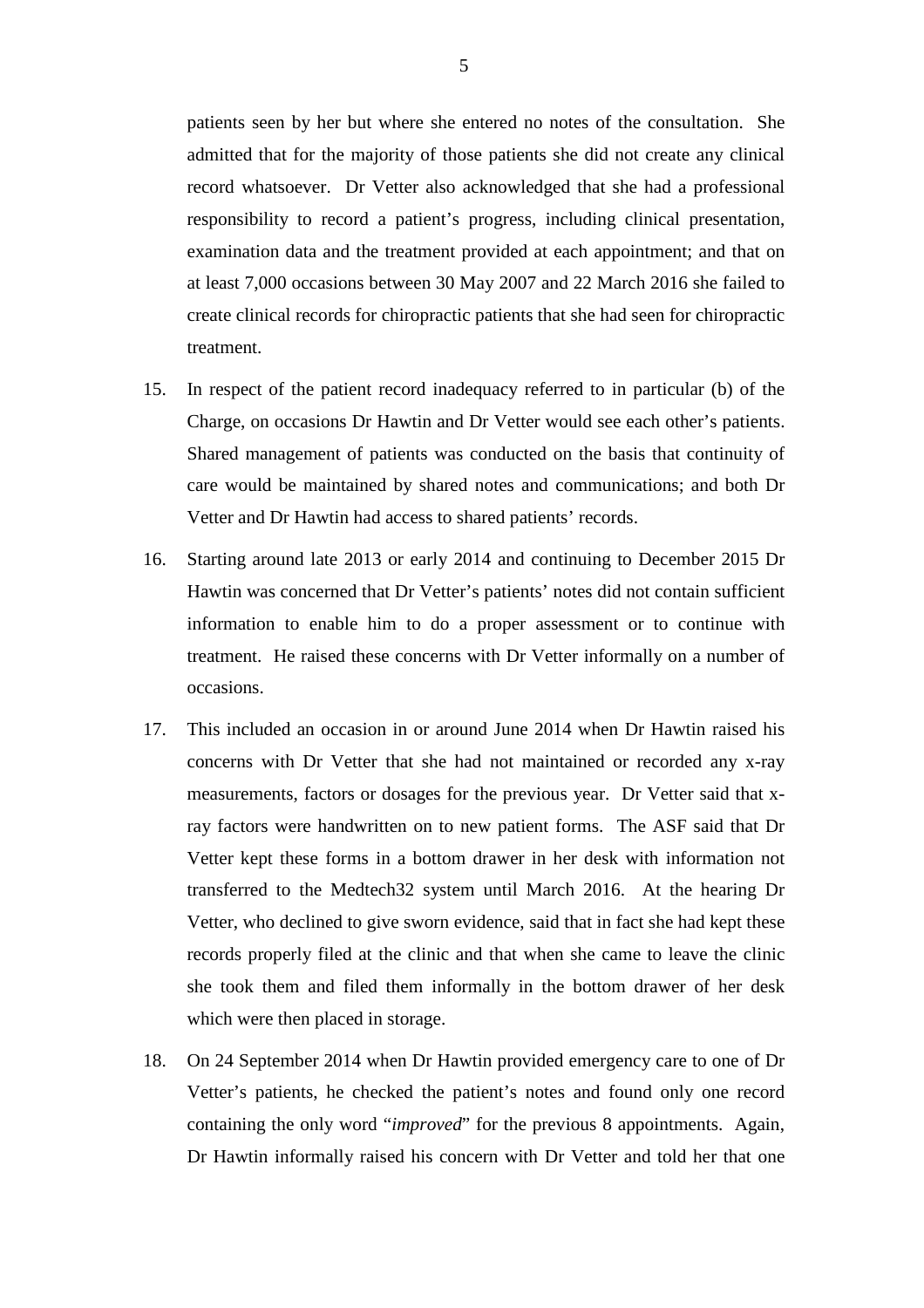patients seen by her but where she entered no notes of the consultation. She admitted that for the majority of those patients she did not create any clinical record whatsoever. Dr Vetter also acknowledged that she had a professional responsibility to record a patient's progress, including clinical presentation, examination data and the treatment provided at each appointment; and that on at least 7,000 occasions between 30 May 2007 and 22 March 2016 she failed to create clinical records for chiropractic patients that she had seen for chiropractic treatment.

15. In respect of the patient record inadequacy referred to in particular (b) of the Charge, on occasions Dr Hawtin and Dr Vetter would see each other's patients. Shared management of patients was conducted on the basis that continuity of care would be maintained by shared notes and communications; and both Dr Vetter and Dr Hawtin had access to shared patients' records.

16. Starting around late 2013 or early 2014 and continuing to December 2015 Dr Hawtin was concerned that Dr Vetter's patients' notes did not contain sufficient information to enable him to do a proper assessment or to continue with treatment. He raised these concerns with Dr Vetter informally on a number of occasions.

17. This included an occasion in or around June 2014 when Dr Hawtin raised his concerns with Dr Vetter that she had not maintained or recorded any x-ray measurements, factors or dosages for the previous year. Dr Vetter said that x-ray factors were handwritten on to new patient forms. The ASF said that Dr Vetter kept these forms in a bottom drawer in her desk with information not transferred to the Medtech32 system until March 2016. At the hearing Dr Vetter, who declined to give sworn evidence, said that in fact she had kept these records properly filed at the clinic and that when she came to leave the clinic she took them and filed them informally in the bottom drawer of her desk which were then placed in storage.

18. On 24 September 2014 when Dr Hawtin provided emergency care to one of Dr Vetter's patients, he checked the patient's notes and found only one record containing the only word "*improved*" for the previous 8 appointments. Again, Dr Hawtin informally raised his concern with Dr Vetter and told her that one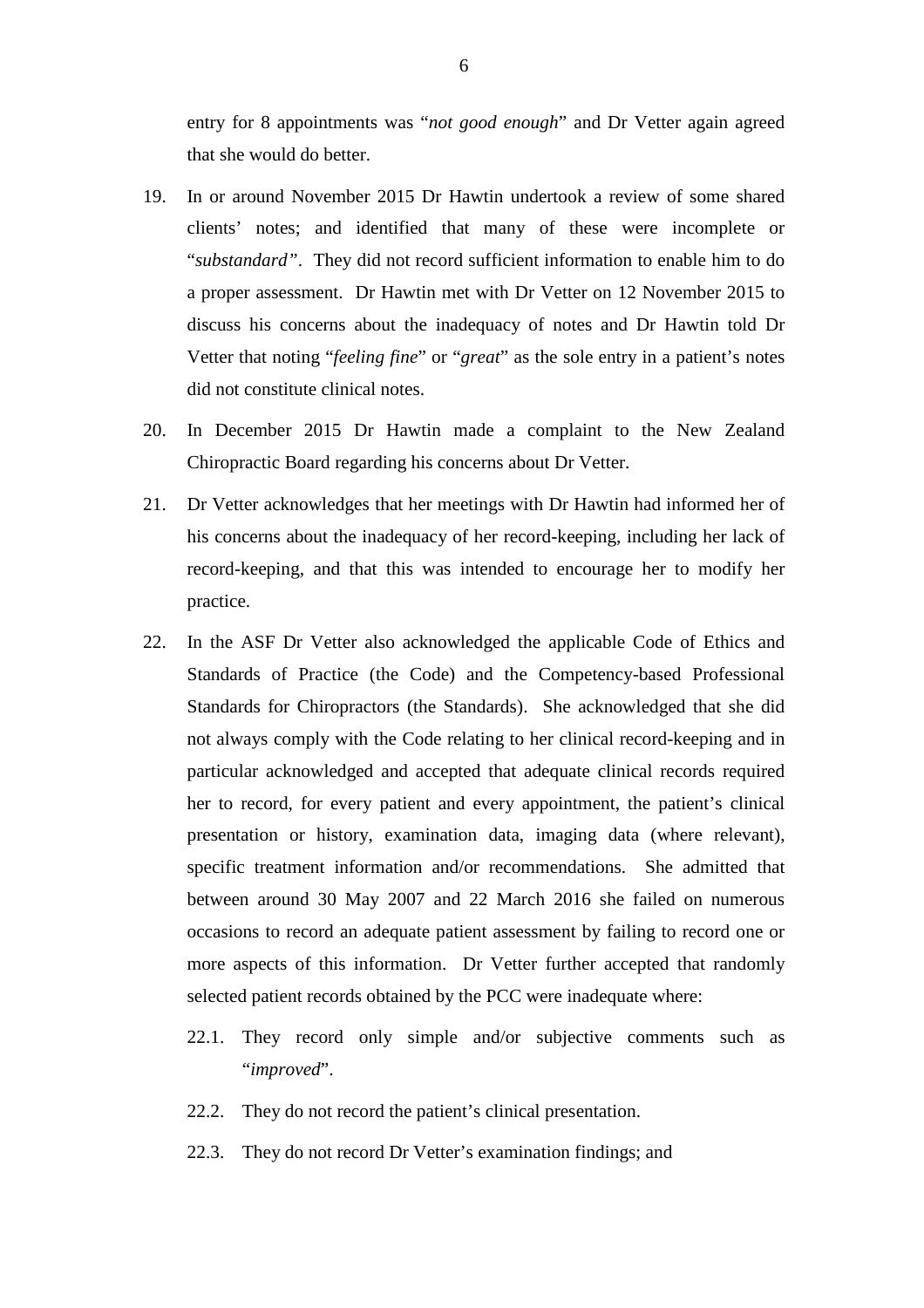entry for 8 appointments was "*not good enough*" and Dr Vetter again agreed that she would do better.

19. In or around November 2015 Dr Hawtin undertook a review of some shared clients' notes; and identified that many of these were incomplete or "*substandard*". They did not record sufficient information to enable him to do a proper assessment. Dr Hawtin met with Dr Vetter on 12 November 2015 to discuss his concerns about the inadequacy of notes and Dr Hawtin told Dr Vetter that noting "*feeling fine*" or "*great*" as the sole entry in a patient's notes did not constitute clinical notes.

20. In December 2015 Dr Hawtin made a complaint to the New Zealand Chiropractic Board regarding his concerns about Dr Vetter.

21. Dr Vetter acknowledges that her meetings with Dr Hawtin had informed her of his concerns about the inadequacy of her record-keeping, including her lack of record-keeping, and that this was intended to encourage her to modify her practice.

22. In the ASF Dr Vetter also acknowledged the applicable Code of Ethics and Standards of Practice (the Code) and the Competency-based Professional Standards for Chiropractors (the Standards). She acknowledged that she did not always comply with the Code relating to her clinical record-keeping and in particular acknowledged and accepted that adequate clinical records required her to record, for every patient and every appointment, the patient's clinical presentation or history, examination data, imaging data (where relevant), specific treatment information and/or recommendations. She admitted that between around 30 May 2007 and 22 March 2016 she failed on numerous occasions to record an adequate patient assessment by failing to record one or more aspects of this information. Dr Vetter further accepted that randomly selected patient records obtained by the PCC were inadequate where:

    22.1. They record only simple and/or subjective comments such as "*improved*".

    22.2. They do not record the patient's clinical presentation.

    22.3. They do not record Dr Vetter's examination findings; and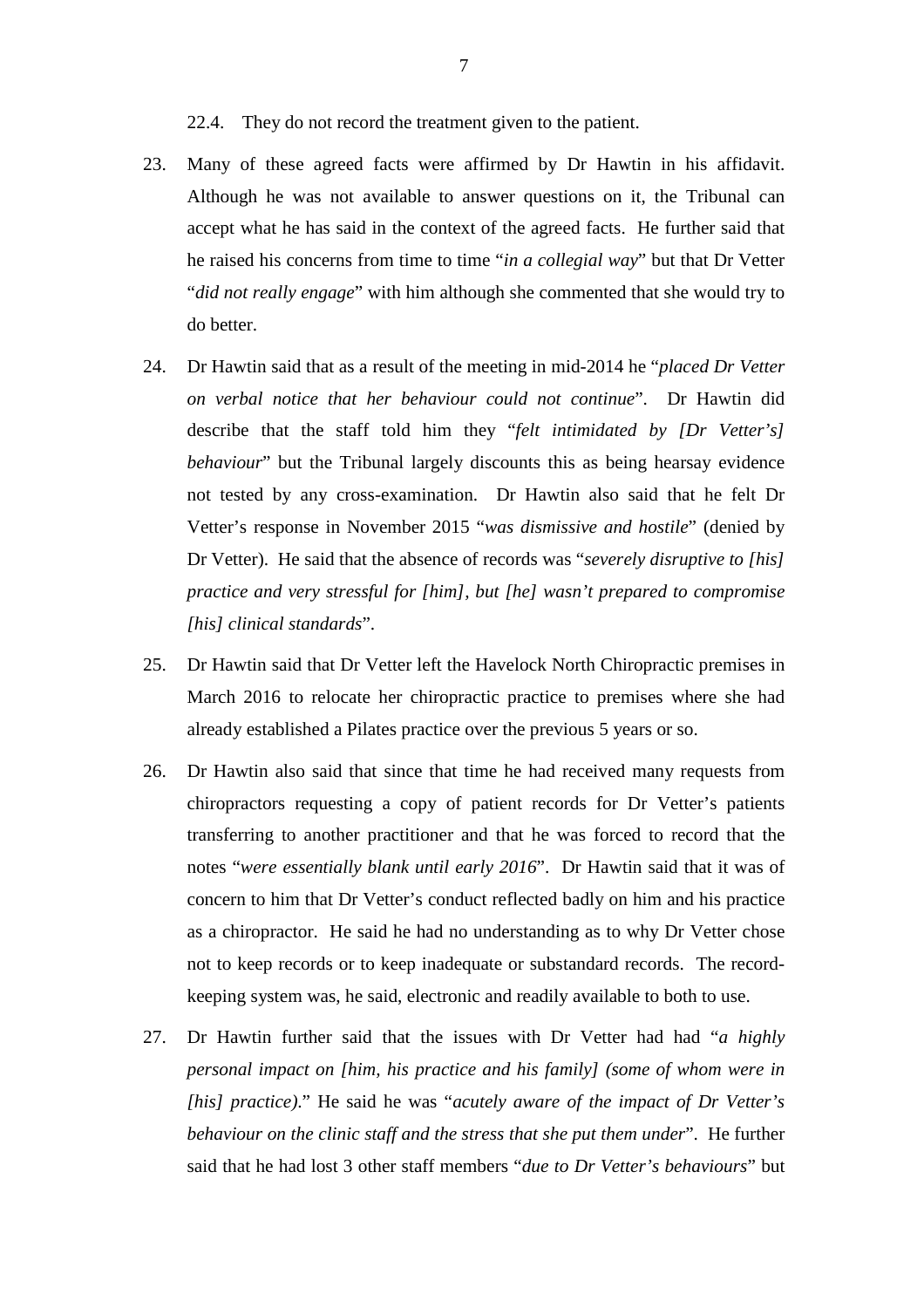22.4. They do not record the treatment given to the patient.

23. Many of these agreed facts were affirmed by Dr Hawtin in his affidavit. Although he was not available to answer questions on it, the Tribunal can accept what he has said in the context of the agreed facts. He further said that he raised his concerns from time to time "*in a collegial way*" but that Dr Vetter "*did not really engage*" with him although she commented that she would try to do better.

24. Dr Hawtin said that as a result of the meeting in mid-2014 he "*placed Dr Vetter on verbal notice that her behaviour could not continue*". Dr Hawtin did describe that the staff told him they "*felt intimidated by [Dr Vetter's] behaviour*" but the Tribunal largely discounts this as being hearsay evidence not tested by any cross-examination. Dr Hawtin also said that he felt Dr Vetter's response in November 2015 "*was dismissive and hostile*" (denied by Dr Vetter). He said that the absence of records was "*severely disruptive to [his] practice and very stressful for [him], but [he] wasn't prepared to compromise [his] clinical standards*".

25. Dr Hawtin said that Dr Vetter left the Havelock North Chiropractic premises in March 2016 to relocate her chiropractic practice to premises where she had already established a Pilates practice over the previous 5 years or so.

26. Dr Hawtin also said that since that time he had received many requests from chiropractors requesting a copy of patient records for Dr Vetter's patients transferring to another practitioner and that he was forced to record that the notes "*were essentially blank until early 2016*". Dr Hawtin said that it was of concern to him that Dr Vetter's conduct reflected badly on him and his practice as a chiropractor. He said he had no understanding as to why Dr Vetter chose not to keep records or to keep inadequate or substandard records. The record-keeping system was, he said, electronic and readily available to both to use.

27. Dr Hawtin further said that the issues with Dr Vetter had had "*a highly personal impact on [him, his practice and his family] (some of whom were in [his] practice).*" He said he was "*acutely aware of the impact of Dr Vetter's behaviour on the clinic staff and the stress that she put them under*". He further said that he had lost 3 other staff members "*due to Dr Vetter's behaviours*" but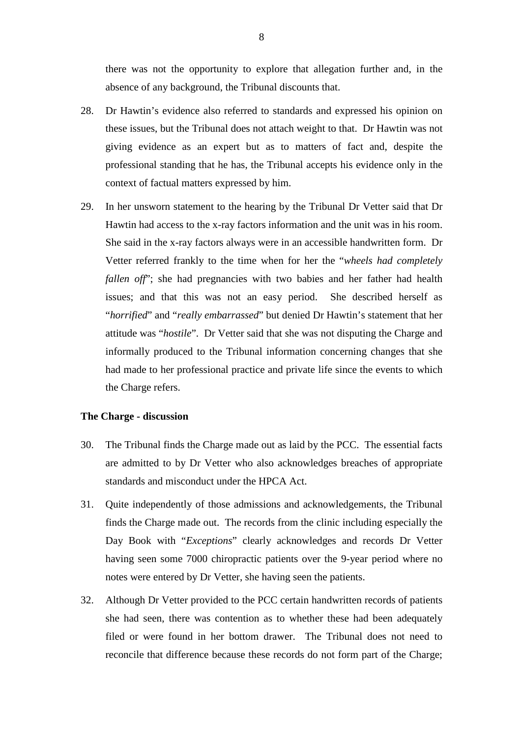there was not the opportunity to explore that allegation further and, in the absence of any background, the Tribunal discounts that.

28. Dr Hawtin's evidence also referred to standards and expressed his opinion on these issues, but the Tribunal does not attach weight to that. Dr Hawtin was not giving evidence as an expert but as to matters of fact and, despite the professional standing that he has, the Tribunal accepts his evidence only in the context of factual matters expressed by him.

29. In her unsworn statement to the hearing by the Tribunal Dr Vetter said that Dr Hawtin had access to the x-ray factors information and the unit was in his room. She said in the x-ray factors always were in an accessible handwritten form. Dr Vetter referred frankly to the time when for her the "*wheels had completely fallen off*"; she had pregnancies with two babies and her father had health issues; and that this was not an easy period. She described herself as "*horrified*" and "*really embarrassed*" but denied Dr Hawtin's statement that her attitude was "*hostile*". Dr Vetter said that she was not disputing the Charge and informally produced to the Tribunal information concerning changes that she had made to her professional practice and private life since the events to which the Charge refers.

**The Charge - discussion**

30. The Tribunal finds the Charge made out as laid by the PCC. The essential facts are admitted to by Dr Vetter who also acknowledges breaches of appropriate standards and misconduct under the HPCA Act.

31. Quite independently of those admissions and acknowledgements, the Tribunal finds the Charge made out. The records from the clinic including especially the Day Book with "*Exceptions*" clearly acknowledges and records Dr Vetter having seen some 7000 chiropractic patients over the 9-year period where no notes were entered by Dr Vetter, she having seen the patients.

32. Although Dr Vetter provided to the PCC certain handwritten records of patients she had seen, there was contention as to whether these had been adequately filed or were found in her bottom drawer. The Tribunal does not need to reconcile that difference because these records do not form part of the Charge;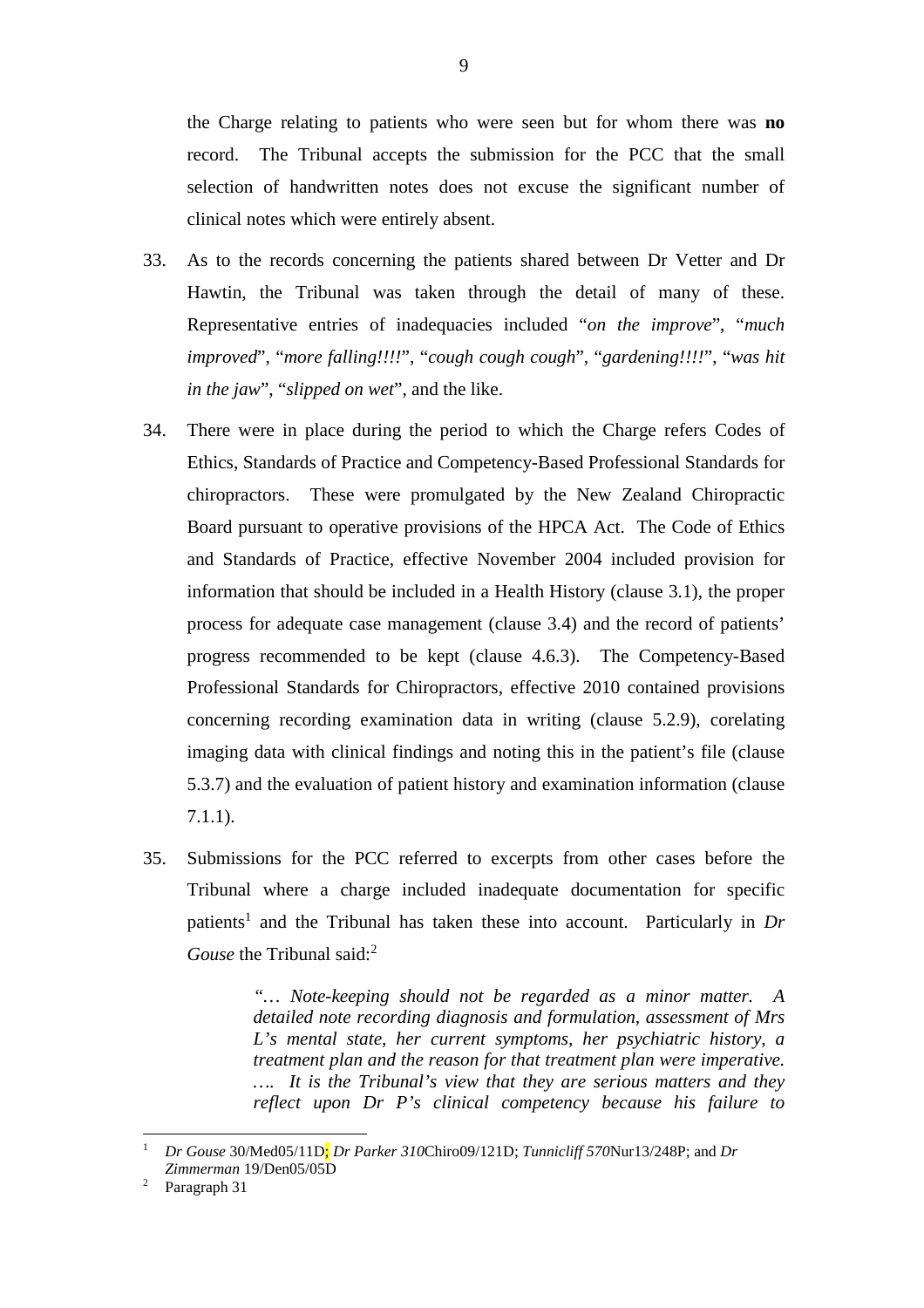the Charge relating to patients who were seen but for whom there was **no** record. The Tribunal accepts the submission for the PCC that the small selection of handwritten notes does not excuse the significant number of clinical notes which were entirely absent.

33. As to the records concerning the patients shared between Dr Vetter and Dr Hawtin, the Tribunal was taken through the detail of many of these. Representative entries of inadequacies included "*on the improve*", "*much improved*", "*more falling!!!!*", "*cough cough cough*", "*gardening!!!!*", "*was hit in the jaw*", "*slipped on wet*", and the like.

34. There were in place during the period to which the Charge refers Codes of Ethics, Standards of Practice and Competency-Based Professional Standards for chiropractors. These were promulgated by the New Zealand Chiropractic Board pursuant to operative provisions of the HPCA Act. The Code of Ethics and Standards of Practice, effective November 2004 included provision for information that should be included in a Health History (clause 3.1), the proper process for adequate case management (clause 3.4) and the record of patients' progress recommended to be kept (clause 4.6.3). The Competency-Based Professional Standards for Chiropractors, effective 2010 contained provisions concerning recording examination data in writing (clause 5.2.9), corelating imaging data with clinical findings and noting this in the patient's file (clause 5.3.7) and the evaluation of patient history and examination information (clause 7.1.1).

35. Submissions for the PCC referred to excerpts from other cases before the Tribunal where a charge included inadequate documentation for specific patients[1] and the Tribunal has taken these into account. Particularly in *Dr Gouse* the Tribunal said:[2]

> *"… Note-keeping should not be regarded as a minor matter. A detailed note recording diagnosis and formulation, assessment of Mrs L's mental state, her current symptoms, her psychiatric history, a treatment plan and the reason for that treatment plan were imperative. …. It is the Tribunal's view that they are serious matters and they reflect upon Dr P's clinical competency because his failure to*

---

[1] *Dr Gouse* 30/Med05/11D; *Dr Parker 310*Chiro09/121D; *Tunnicliff 570*Nur13/248P; and *Dr Zimmerman* 19/Den05/05D

[2] Paragraph 31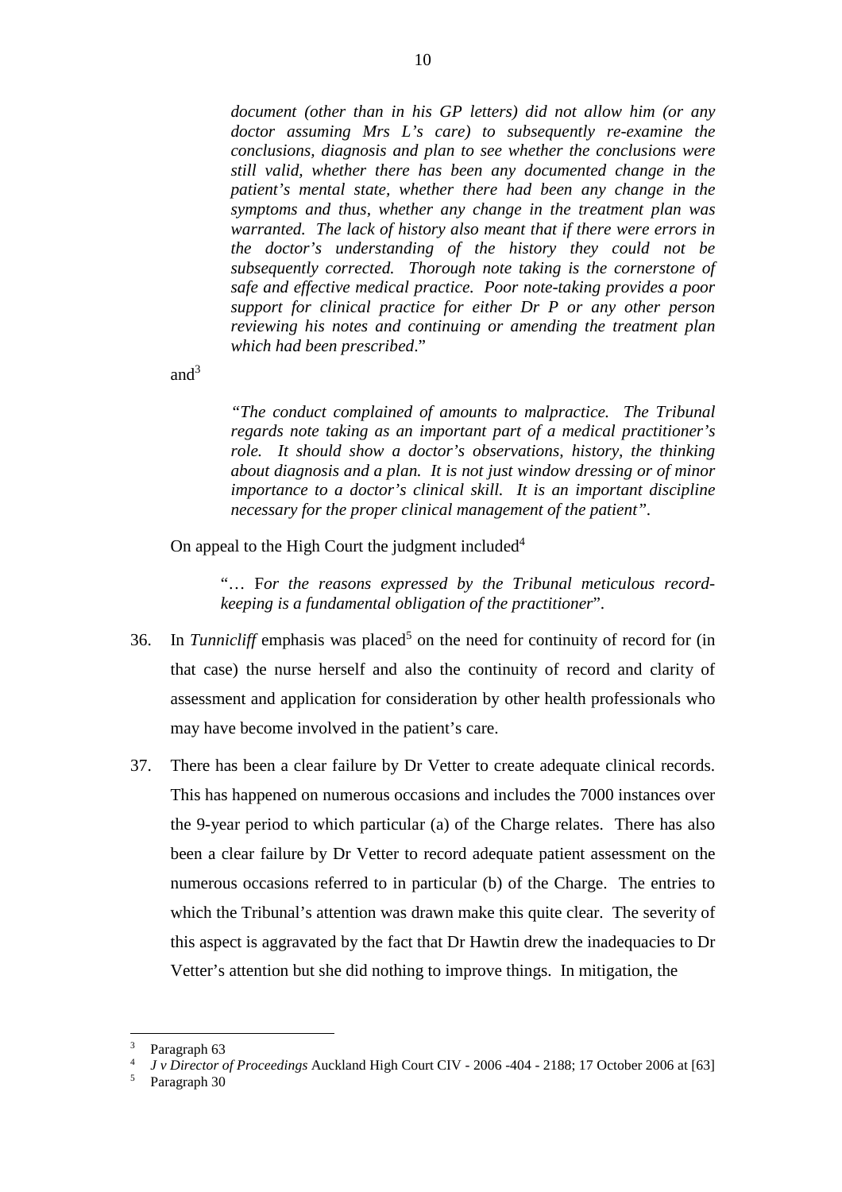> *document (other than in his GP letters) did not allow him (or any doctor assuming Mrs L's care) to subsequently re-examine the conclusions, diagnosis and plan to see whether the conclusions were still valid, whether there has been any documented change in the patient's mental state, whether there had been any change in the symptoms and thus, whether any change in the treatment plan was warranted. The lack of history also meant that if there were errors in the doctor's understanding of the history they could not be subsequently corrected. Thorough note taking is the cornerstone of safe and effective medical practice. Poor note-taking provides a poor support for clinical practice for either Dr P or any other person reviewing his notes and continuing or amending the treatment plan which had been prescribed*."

and[3]

> *"The conduct complained of amounts to malpractice. The Tribunal regards note taking as an important part of a medical practitioner's role. It should show a doctor's observations, history, the thinking about diagnosis and a plan. It is not just window dressing or of minor importance to a doctor's clinical skill. It is an important discipline necessary for the proper clinical management of the patient"*.

On appeal to the High Court the judgment included[4]

> "… F*or the reasons expressed by the Tribunal meticulous record-keeping is a fundamental obligation of the practitioner*".

36. In *Tunnicliff* emphasis was placed[5] on the need for continuity of record for (in that case) the nurse herself and also the continuity of record and clarity of assessment and application for consideration by other health professionals who may have become involved in the patient's care.

37. There has been a clear failure by Dr Vetter to create adequate clinical records. This has happened on numerous occasions and includes the 7000 instances over the 9-year period to which particular (a) of the Charge relates. There has also been a clear failure by Dr Vetter to record adequate patient assessment on the numerous occasions referred to in particular (b) of the Charge. The entries to which the Tribunal's attention was drawn make this quite clear. The severity of this aspect is aggravated by the fact that Dr Hawtin drew the inadequacies to Dr Vetter's attention but she did nothing to improve things. In mitigation, the

---

[3] Paragraph 63

[4] *J v Director of Proceedings* Auckland High Court CIV - 2006 -404 - 2188; 17 October 2006 at [63]

[5] Paragraph 30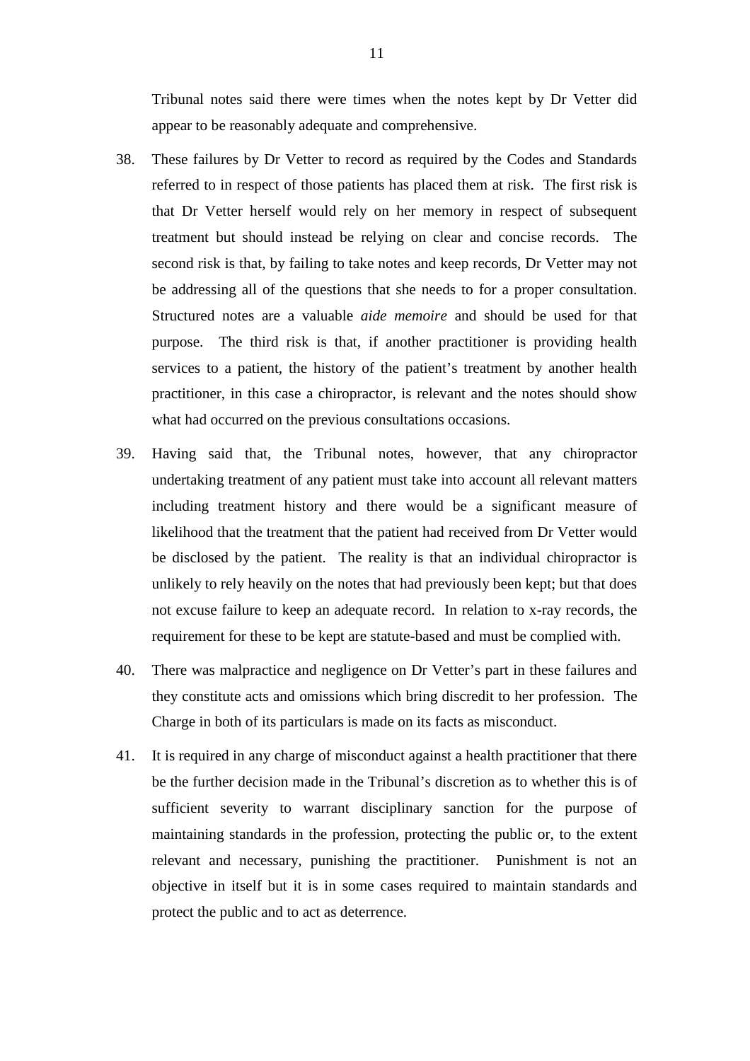Tribunal notes said there were times when the notes kept by Dr Vetter did appear to be reasonably adequate and comprehensive.

38. These failures by Dr Vetter to record as required by the Codes and Standards referred to in respect of those patients has placed them at risk. The first risk is that Dr Vetter herself would rely on her memory in respect of subsequent treatment but should instead be relying on clear and concise records. The second risk is that, by failing to take notes and keep records, Dr Vetter may not be addressing all of the questions that she needs to for a proper consultation. Structured notes are a valuable *aide memoire* and should be used for that purpose. The third risk is that, if another practitioner is providing health services to a patient, the history of the patient's treatment by another health practitioner, in this case a chiropractor, is relevant and the notes should show what had occurred on the previous consultations occasions.

39. Having said that, the Tribunal notes, however, that any chiropractor undertaking treatment of any patient must take into account all relevant matters including treatment history and there would be a significant measure of likelihood that the treatment that the patient had received from Dr Vetter would be disclosed by the patient. The reality is that an individual chiropractor is unlikely to rely heavily on the notes that had previously been kept; but that does not excuse failure to keep an adequate record. In relation to x-ray records, the requirement for these to be kept are statute-based and must be complied with.

40. There was malpractice and negligence on Dr Vetter's part in these failures and they constitute acts and omissions which bring discredit to her profession. The Charge in both of its particulars is made on its facts as misconduct.

41. It is required in any charge of misconduct against a health practitioner that there be the further decision made in the Tribunal's discretion as to whether this is of sufficient severity to warrant disciplinary sanction for the purpose of maintaining standards in the profession, protecting the public or, to the extent relevant and necessary, punishing the practitioner. Punishment is not an objective in itself but it is in some cases required to maintain standards and protect the public and to act as deterrence.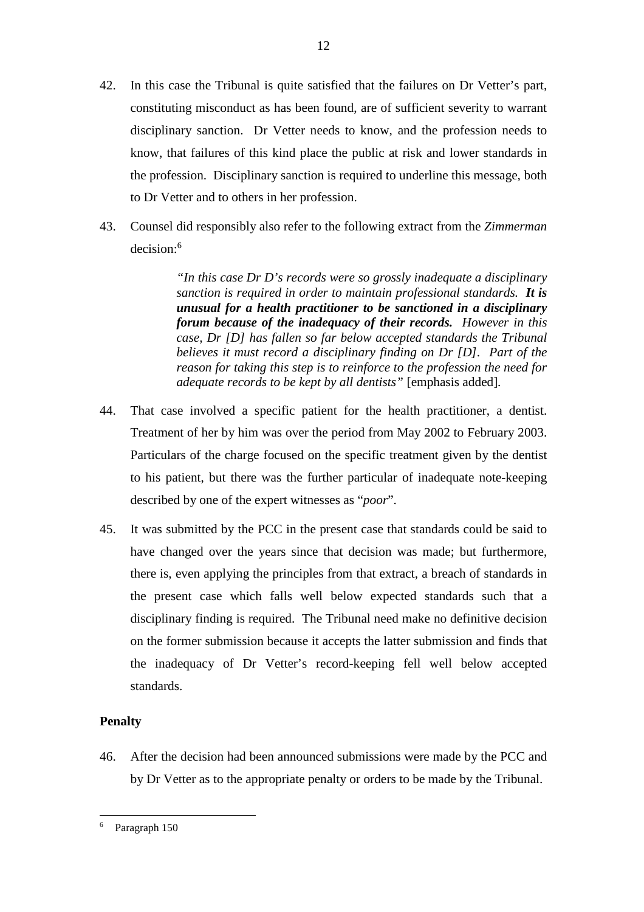42. In this case the Tribunal is quite satisfied that the failures on Dr Vetter's part, constituting misconduct as has been found, are of sufficient severity to warrant disciplinary sanction. Dr Vetter needs to know, and the profession needs to know, that failures of this kind place the public at risk and lower standards in the profession. Disciplinary sanction is required to underline this message, both to Dr Vetter and to others in her profession.

43. Counsel did responsibly also refer to the following extract from the *Zimmerman* decision:[6]

> *"In this case Dr D's records were so grossly inadequate a disciplinary sanction is required in order to maintain professional standards.* ***It is unusual for a health practitioner to be sanctioned in a disciplinary forum because of the inadequacy of their records.*** *However in this case, Dr [D] has fallen so far below accepted standards the Tribunal believes it must record a disciplinary finding on Dr [D]. Part of the reason for taking this step is to reinforce to the profession the need for adequate records to be kept by all dentists"* [emphasis added].

44. That case involved a specific patient for the health practitioner, a dentist. Treatment of her by him was over the period from May 2002 to February 2003. Particulars of the charge focused on the specific treatment given by the dentist to his patient, but there was the further particular of inadequate note-keeping described by one of the expert witnesses as "*poor*".

45. It was submitted by the PCC in the present case that standards could be said to have changed over the years since that decision was made; but furthermore, there is, even applying the principles from that extract, a breach of standards in the present case which falls well below expected standards such that a disciplinary finding is required. The Tribunal need make no definitive decision on the former submission because it accepts the latter submission and finds that the inadequacy of Dr Vetter's record-keeping fell well below accepted standards.

**Penalty**

46. After the decision had been announced submissions were made by the PCC and by Dr Vetter as to the appropriate penalty or orders to be made by the Tribunal.

---

[6] Paragraph 150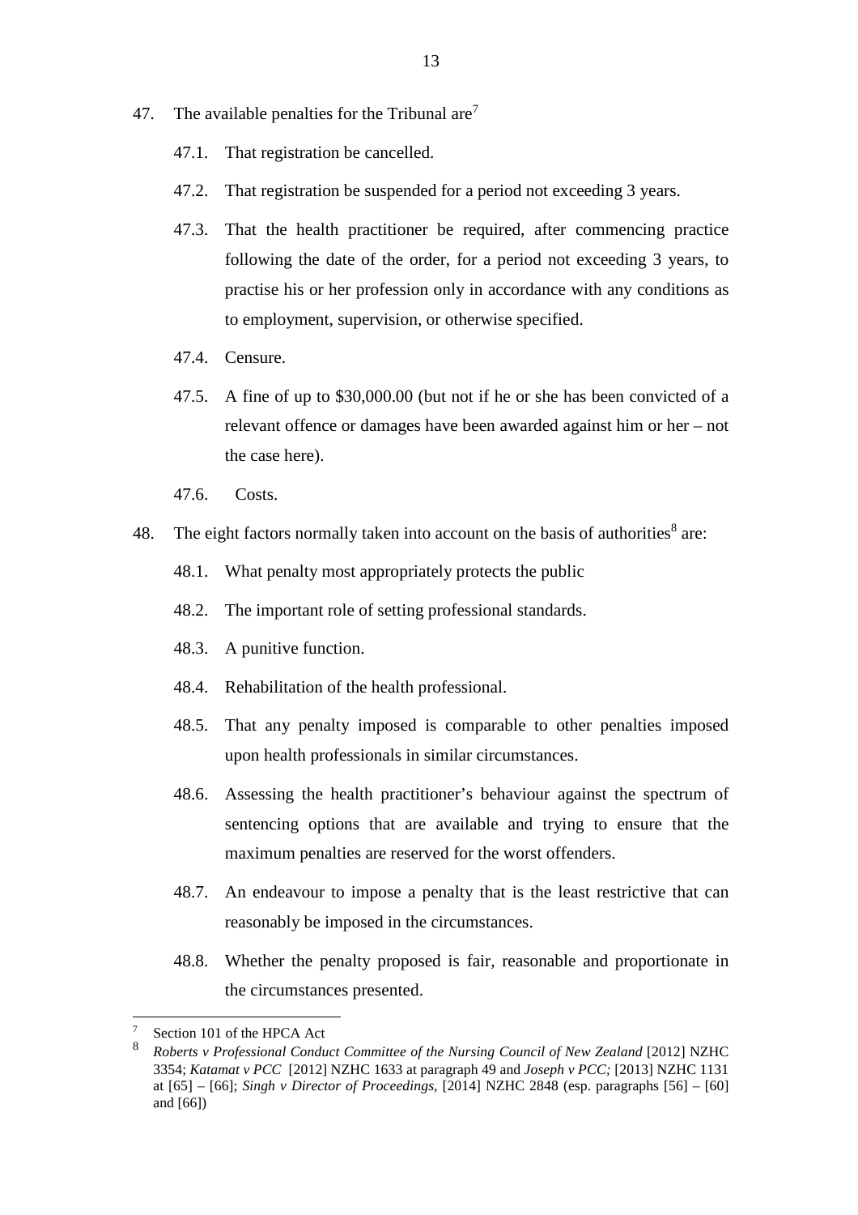47. The available penalties for the Tribunal are[7]

    47.1. That registration be cancelled.

    47.2. That registration be suspended for a period not exceeding 3 years.

    47.3. That the health practitioner be required, after commencing practice following the date of the order, for a period not exceeding 3 years, to practise his or her profession only in accordance with any conditions as to employment, supervision, or otherwise specified.

    47.4. Censure.

    47.5. A fine of up to $30,000.00 (but not if he or she has been convicted of a relevant offence or damages have been awarded against him or her – not the case here).

    47.6. Costs.

48. The eight factors normally taken into account on the basis of authorities[8] are:

    48.1. What penalty most appropriately protects the public

    48.2. The important role of setting professional standards.

    48.3. A punitive function.

    48.4. Rehabilitation of the health professional.

    48.5. That any penalty imposed is comparable to other penalties imposed upon health professionals in similar circumstances.

    48.6. Assessing the health practitioner's behaviour against the spectrum of sentencing options that are available and trying to ensure that the maximum penalties are reserved for the worst offenders.

    48.7. An endeavour to impose a penalty that is the least restrictive that can reasonably be imposed in the circumstances.

    48.8. Whether the penalty proposed is fair, reasonable and proportionate in the circumstances presented.

---

[7] Section 101 of the HPCA Act

[8] *Roberts v Professional Conduct Committee of the Nursing Council of New Zealand* [2012] NZHC 3354; *Katamat v PCC* [2012] NZHC 1633 at paragraph 49 and *Joseph v PCC;* [2013] NZHC 1131 at [65] – [66]; *Singh v Director of Proceedings*, [2014] NZHC 2848 (esp. paragraphs [56] – [60] and [66])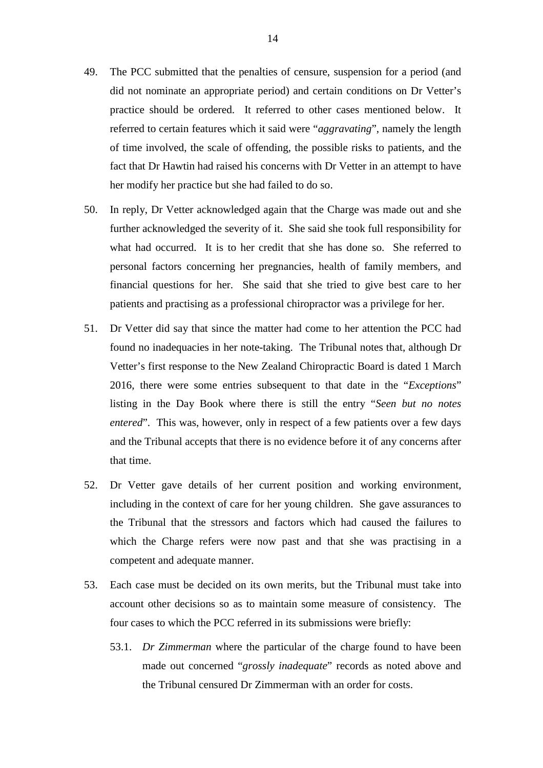49. The PCC submitted that the penalties of censure, suspension for a period (and did not nominate an appropriate period) and certain conditions on Dr Vetter's practice should be ordered. It referred to other cases mentioned below. It referred to certain features which it said were "*aggravating*", namely the length of time involved, the scale of offending, the possible risks to patients, and the fact that Dr Hawtin had raised his concerns with Dr Vetter in an attempt to have her modify her practice but she had failed to do so.

50. In reply, Dr Vetter acknowledged again that the Charge was made out and she further acknowledged the severity of it. She said she took full responsibility for what had occurred. It is to her credit that she has done so. She referred to personal factors concerning her pregnancies, health of family members, and financial questions for her. She said that she tried to give best care to her patients and practising as a professional chiropractor was a privilege for her.

51. Dr Vetter did say that since the matter had come to her attention the PCC had found no inadequacies in her note-taking. The Tribunal notes that, although Dr Vetter's first response to the New Zealand Chiropractic Board is dated 1 March 2016, there were some entries subsequent to that date in the "*Exceptions*" listing in the Day Book where there is still the entry "*Seen but no notes entered*". This was, however, only in respect of a few patients over a few days and the Tribunal accepts that there is no evidence before it of any concerns after that time.

52. Dr Vetter gave details of her current position and working environment, including in the context of care for her young children. She gave assurances to the Tribunal that the stressors and factors which had caused the failures to which the Charge refers were now past and that she was practising in a competent and adequate manner.

53. Each case must be decided on its own merits, but the Tribunal must take into account other decisions so as to maintain some measure of consistency. The four cases to which the PCC referred in its submissions were briefly:

    53.1. *Dr Zimmerman* where the particular of the charge found to have been made out concerned "*grossly inadequate*" records as noted above and the Tribunal censured Dr Zimmerman with an order for costs.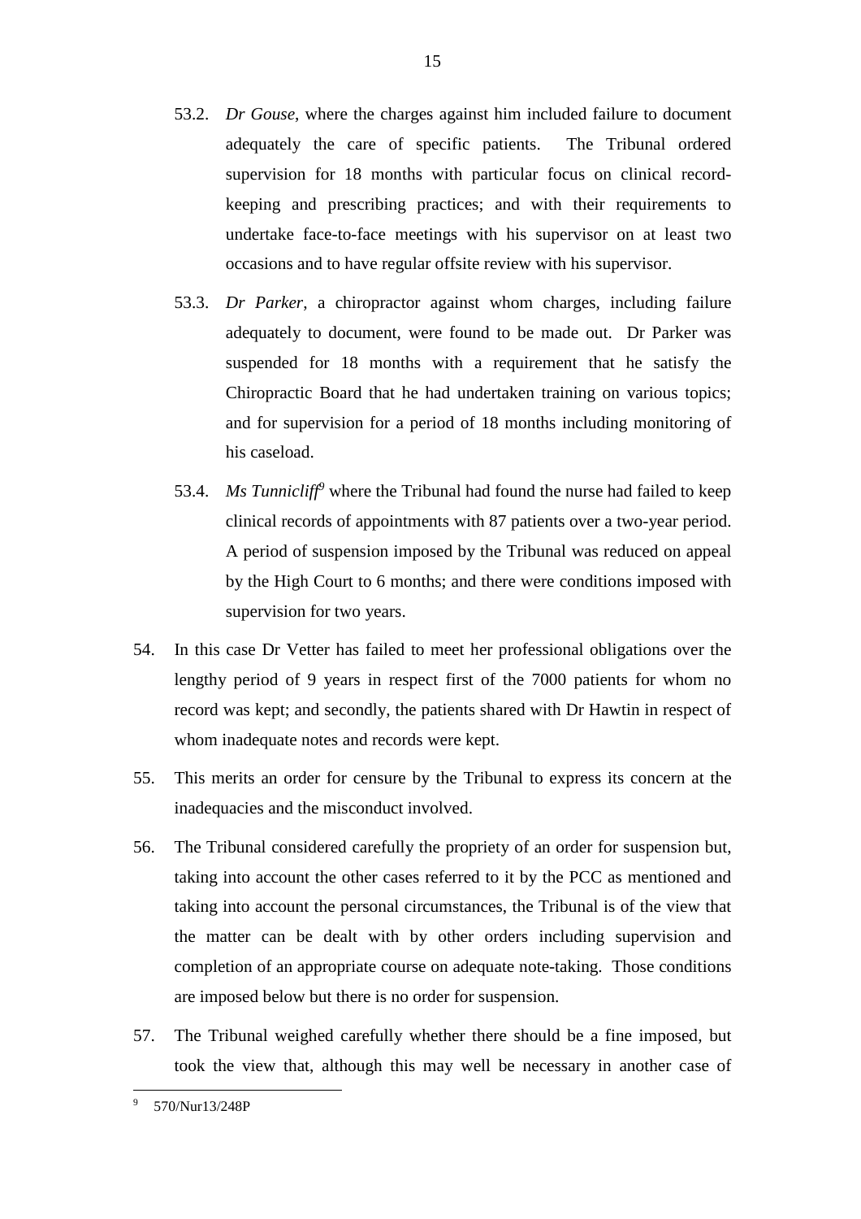53.2. *Dr Gouse*, where the charges against him included failure to document adequately the care of specific patients. The Tribunal ordered supervision for 18 months with particular focus on clinical record-keeping and prescribing practices; and with their requirements to undertake face-to-face meetings with his supervisor on at least two occasions and to have regular offsite review with his supervisor.

53.3. *Dr Parker*, a chiropractor against whom charges, including failure adequately to document, were found to be made out. Dr Parker was suspended for 18 months with a requirement that he satisfy the Chiropractic Board that he had undertaken training on various topics; and for supervision for a period of 18 months including monitoring of his caseload.

53.4. *Ms Tunnicliff*[9] where the Tribunal had found the nurse had failed to keep clinical records of appointments with 87 patients over a two-year period. A period of suspension imposed by the Tribunal was reduced on appeal by the High Court to 6 months; and there were conditions imposed with supervision for two years.

54. In this case Dr Vetter has failed to meet her professional obligations over the lengthy period of 9 years in respect first of the 7000 patients for whom no record was kept; and secondly, the patients shared with Dr Hawtin in respect of whom inadequate notes and records were kept.

55. This merits an order for censure by the Tribunal to express its concern at the inadequacies and the misconduct involved.

56. The Tribunal considered carefully the propriety of an order for suspension but, taking into account the other cases referred to it by the PCC as mentioned and taking into account the personal circumstances, the Tribunal is of the view that the matter can be dealt with by other orders including supervision and completion of an appropriate course on adequate note-taking. Those conditions are imposed below but there is no order for suspension.

57. The Tribunal weighed carefully whether there should be a fine imposed, but took the view that, although this may well be necessary in another case of

---

[9] 570/Nur13/248P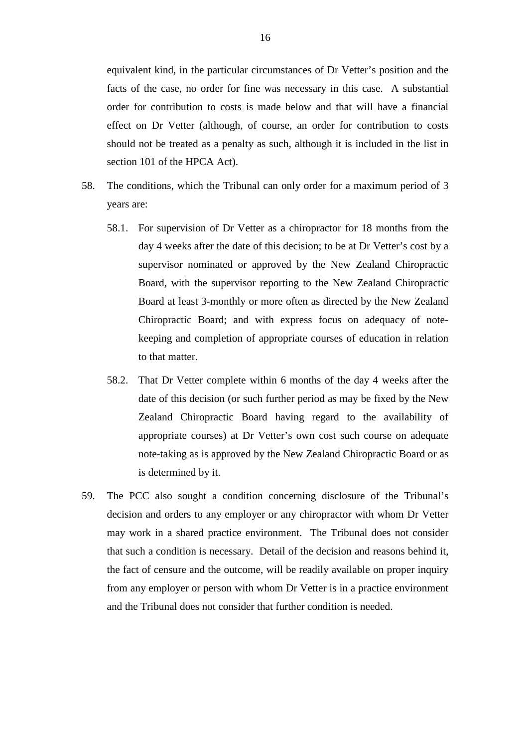equivalent kind, in the particular circumstances of Dr Vetter's position and the facts of the case, no order for fine was necessary in this case. A substantial order for contribution to costs is made below and that will have a financial effect on Dr Vetter (although, of course, an order for contribution to costs should not be treated as a penalty as such, although it is included in the list in section 101 of the HPCA Act).

58. The conditions, which the Tribunal can only order for a maximum period of 3 years are:

    58.1. For supervision of Dr Vetter as a chiropractor for 18 months from the day 4 weeks after the date of this decision; to be at Dr Vetter's cost by a supervisor nominated or approved by the New Zealand Chiropractic Board, with the supervisor reporting to the New Zealand Chiropractic Board at least 3-monthly or more often as directed by the New Zealand Chiropractic Board; and with express focus on adequacy of note-keeping and completion of appropriate courses of education in relation to that matter.

    58.2. That Dr Vetter complete within 6 months of the day 4 weeks after the date of this decision (or such further period as may be fixed by the New Zealand Chiropractic Board having regard to the availability of appropriate courses) at Dr Vetter's own cost such course on adequate note-taking as is approved by the New Zealand Chiropractic Board or as is determined by it.

59. The PCC also sought a condition concerning disclosure of the Tribunal's decision and orders to any employer or any chiropractor with whom Dr Vetter may work in a shared practice environment. The Tribunal does not consider that such a condition is necessary. Detail of the decision and reasons behind it, the fact of censure and the outcome, will be readily available on proper inquiry from any employer or person with whom Dr Vetter is in a practice environment and the Tribunal does not consider that further condition is needed.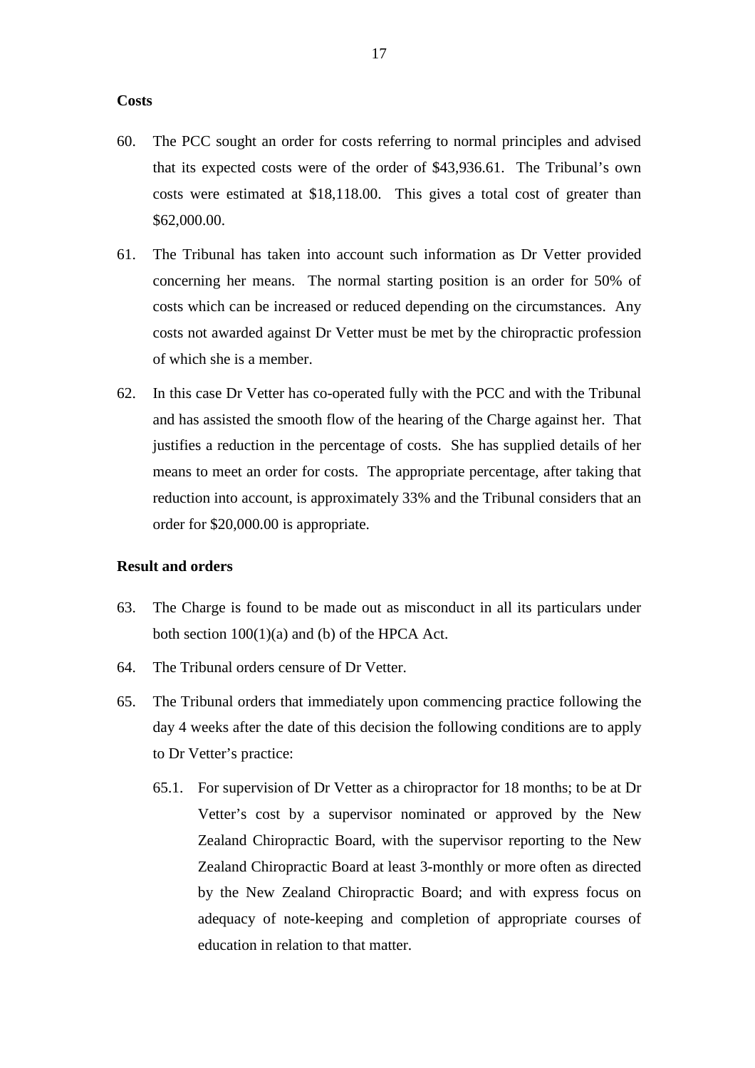**Costs**

60. The PCC sought an order for costs referring to normal principles and advised that its expected costs were of the order of $43,936.61. The Tribunal's own costs were estimated at $18,118.00. This gives a total cost of greater than $62,000.00.

61. The Tribunal has taken into account such information as Dr Vetter provided concerning her means. The normal starting position is an order for 50% of costs which can be increased or reduced depending on the circumstances. Any costs not awarded against Dr Vetter must be met by the chiropractic profession of which she is a member.

62. In this case Dr Vetter has co-operated fully with the PCC and with the Tribunal and has assisted the smooth flow of the hearing of the Charge against her. That justifies a reduction in the percentage of costs. She has supplied details of her means to meet an order for costs. The appropriate percentage, after taking that reduction into account, is approximately 33% and the Tribunal considers that an order for $20,000.00 is appropriate.

**Result and orders**

63. The Charge is found to be made out as misconduct in all its particulars under both section 100(1)(a) and (b) of the HPCA Act.

64. The Tribunal orders censure of Dr Vetter.

65. The Tribunal orders that immediately upon commencing practice following the day 4 weeks after the date of this decision the following conditions are to apply to Dr Vetter's practice:

    65.1. For supervision of Dr Vetter as a chiropractor for 18 months; to be at Dr Vetter's cost by a supervisor nominated or approved by the New Zealand Chiropractic Board, with the supervisor reporting to the New Zealand Chiropractic Board at least 3-monthly or more often as directed by the New Zealand Chiropractic Board; and with express focus on adequacy of note-keeping and completion of appropriate courses of education in relation to that matter.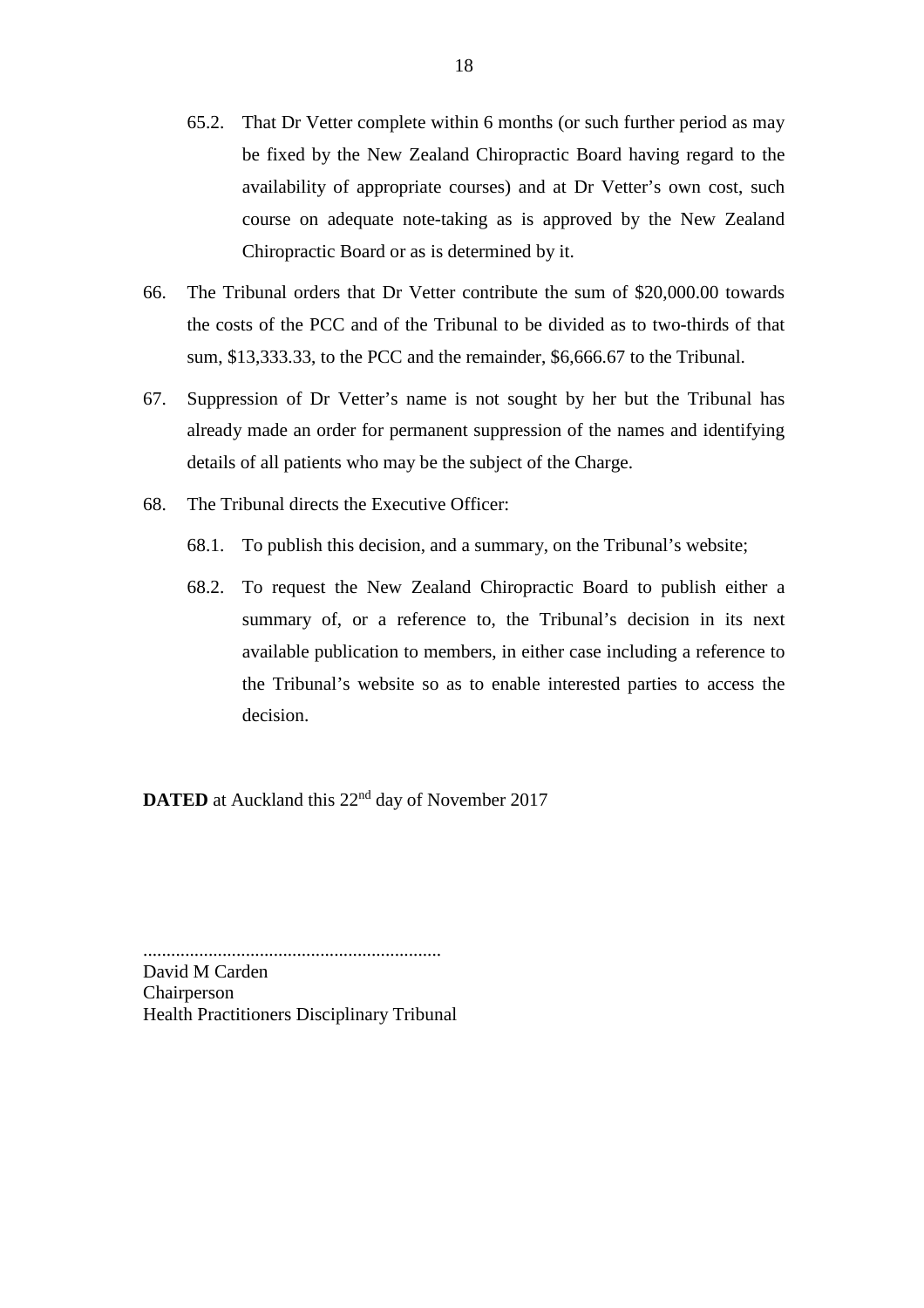65.2. That Dr Vetter complete within 6 months (or such further period as may be fixed by the New Zealand Chiropractic Board having regard to the availability of appropriate courses) and at Dr Vetter's own cost, such course on adequate note-taking as is approved by the New Zealand Chiropractic Board or as is determined by it.

66. The Tribunal orders that Dr Vetter contribute the sum of $20,000.00 towards the costs of the PCC and of the Tribunal to be divided as to two-thirds of that sum, $13,333.33, to the PCC and the remainder, $6,666.67 to the Tribunal.

67. Suppression of Dr Vetter's name is not sought by her but the Tribunal has already made an order for permanent suppression of the names and identifying details of all patients who may be the subject of the Charge.

68. The Tribunal directs the Executive Officer:

68.1. To publish this decision, and a summary, on the Tribunal's website;

68.2. To request the New Zealand Chiropractic Board to publish either a summary of, or a reference to, the Tribunal's decision in its next available publication to members, in either case including a reference to the Tribunal's website so as to enable interested parties to access the decision.

**DATED** at Auckland this 22nd day of November 2017

...............................................................
David M Carden
Chairperson
Health Practitioners Disciplinary Tribunal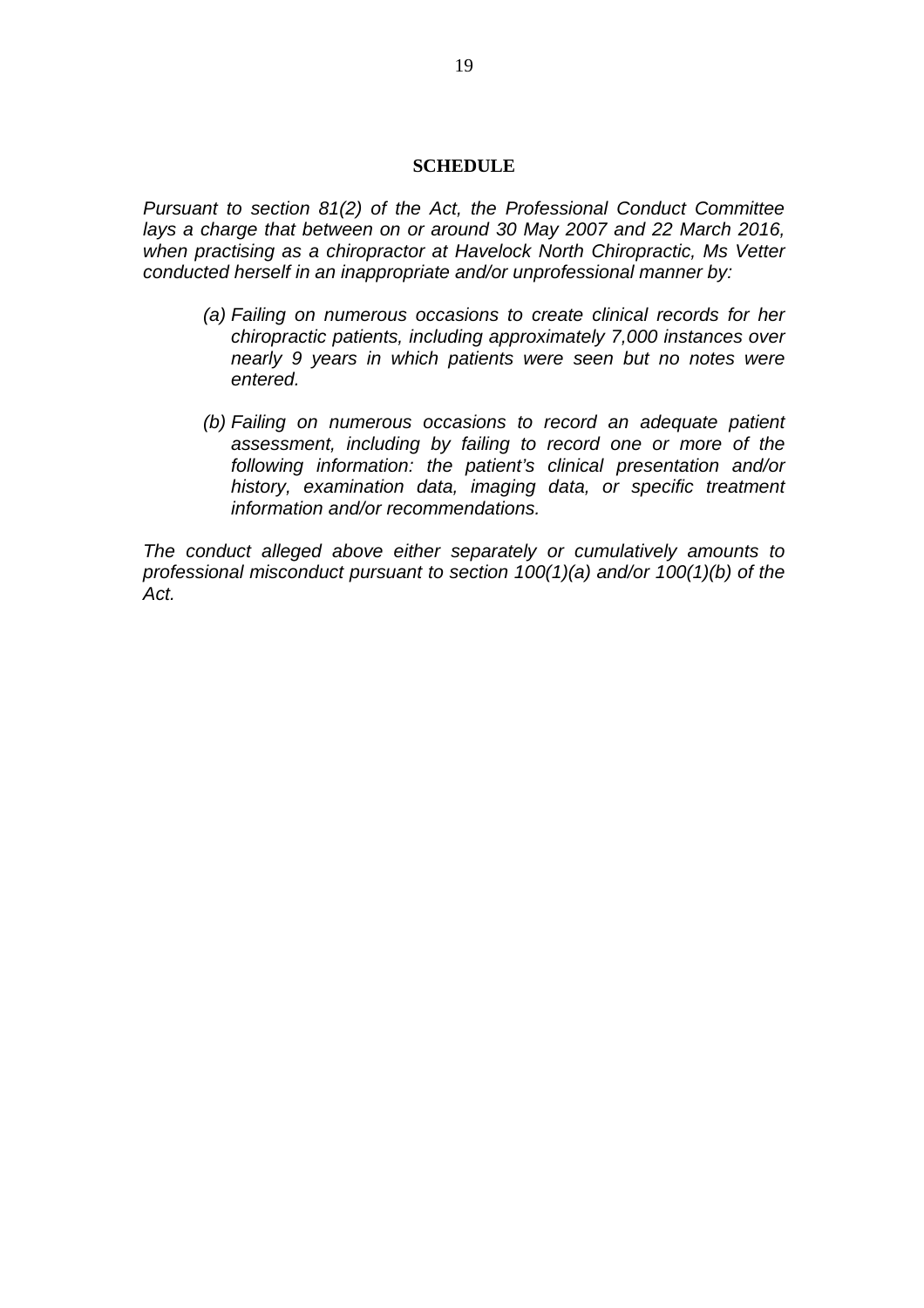# SCHEDULE

*Pursuant to section 81(2) of the Act, the Professional Conduct Committee lays a charge that between on or around 30 May 2007 and 22 March 2016, when practising as a chiropractor at Havelock North Chiropractic, Ms Vetter conducted herself in an inappropriate and/or unprofessional manner by:*

> *(a) Failing on numerous occasions to create clinical records for her chiropractic patients, including approximately 7,000 instances over nearly 9 years in which patients were seen but no notes were entered.*
>
> *(b) Failing on numerous occasions to record an adequate patient assessment, including by failing to record one or more of the following information: the patient's clinical presentation and/or history, examination data, imaging data, or specific treatment information and/or recommendations.*

*The conduct alleged above either separately or cumulatively amounts to professional misconduct pursuant to section 100(1)(a) and/or 100(1)(b) of the Act.*